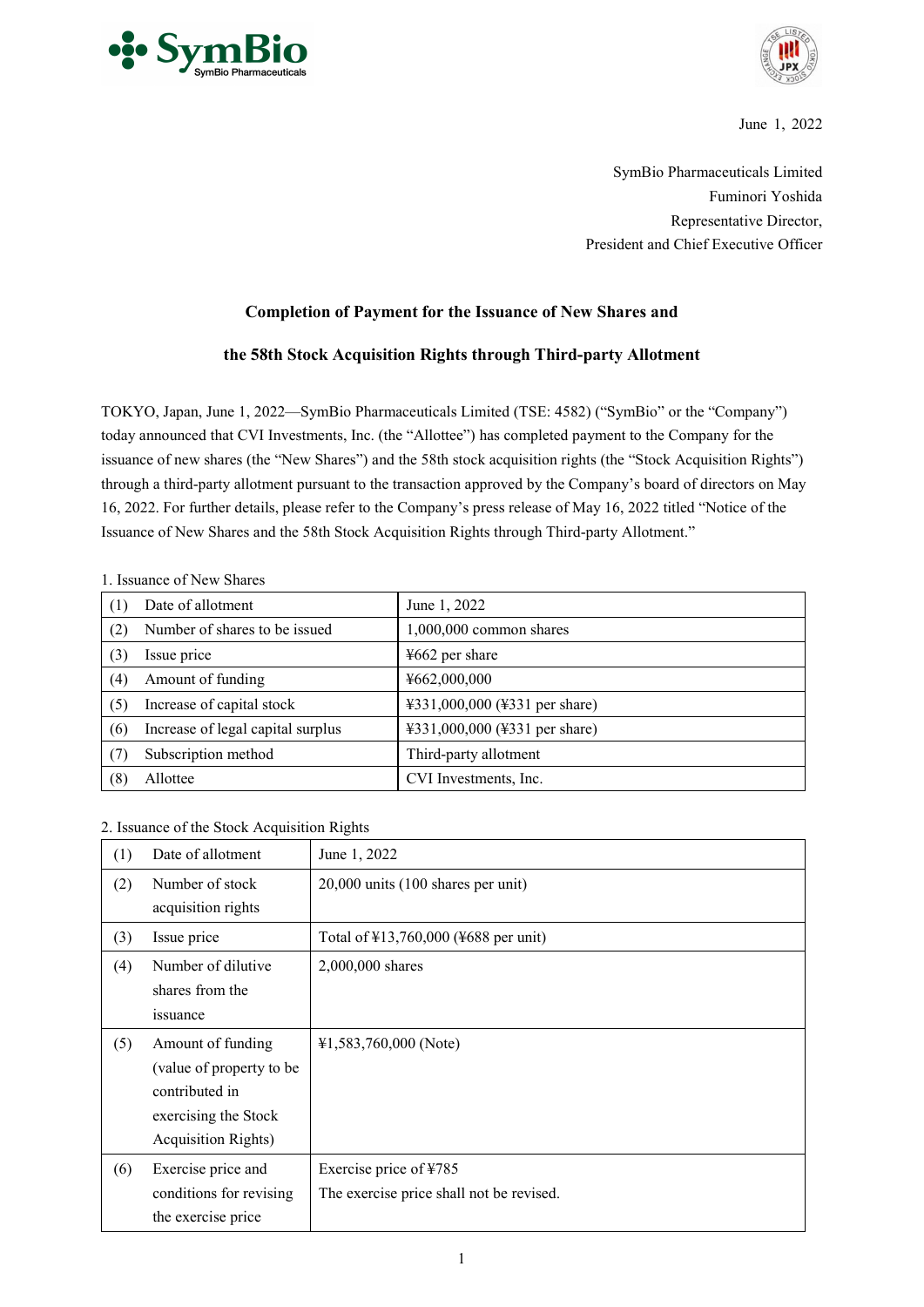June 1, 2022

SymBio Pharmaceuticals Limited
Fuminori Yoshida
Representative Director,
President and Chief Executive Officer

## Completion of Payment for the Issuance of New Shares and the 58th Stock Acquisition Rights through Third-party Allotment

TOKYO, Japan, June 1, 2022—SymBio Pharmaceuticals Limited (TSE: 4582) ("SymBio" or the "Company") today announced that CVI Investments, Inc. (the "Allottee") has completed payment to the Company for the issuance of new shares (the "New Shares") and the 58th stock acquisition rights (the "Stock Acquisition Rights") through a third-party allotment pursuant to the transaction approved by the Company's board of directors on May 16, 2022. For further details, please refer to the Company's press release of May 16, 2022 titled "Notice of the Issuance of New Shares and the 58th Stock Acquisition Rights through Third-party Allotment."

1. Issuance of New Shares

| | | |
|---|---|---|
| (1) | Date of allotment | June 1, 2022 |
| (2) | Number of shares to be issued | 1,000,000 common shares |
| (3) | Issue price | ¥662 per share |
| (4) | Amount of funding | ¥662,000,000 |
| (5) | Increase of capital stock | ¥331,000,000 (¥331 per share) |
| (6) | Increase of legal capital surplus | ¥331,000,000 (¥331 per share) |
| (7) | Subscription method | Third-party allotment |
| (8) | Allottee | CVI Investments, Inc. |

2. Issuance of the Stock Acquisition Rights

| | | |
|---|---|---|
| (1) | Date of allotment | June 1, 2022 |
| (2) | Number of stock acquisition rights | 20,000 units (100 shares per unit) |
| (3) | Issue price | Total of ¥13,760,000 (¥688 per unit) |
| (4) | Number of dilutive shares from the issuance | 2,000,000 shares |
| (5) | Amount of funding (value of property to be contributed in exercising the Stock Acquisition Rights) | ¥1,583,760,000 (Note) |
| (6) | Exercise price and conditions for revising the exercise price | Exercise price of ¥785<br>The exercise price shall not be revised. |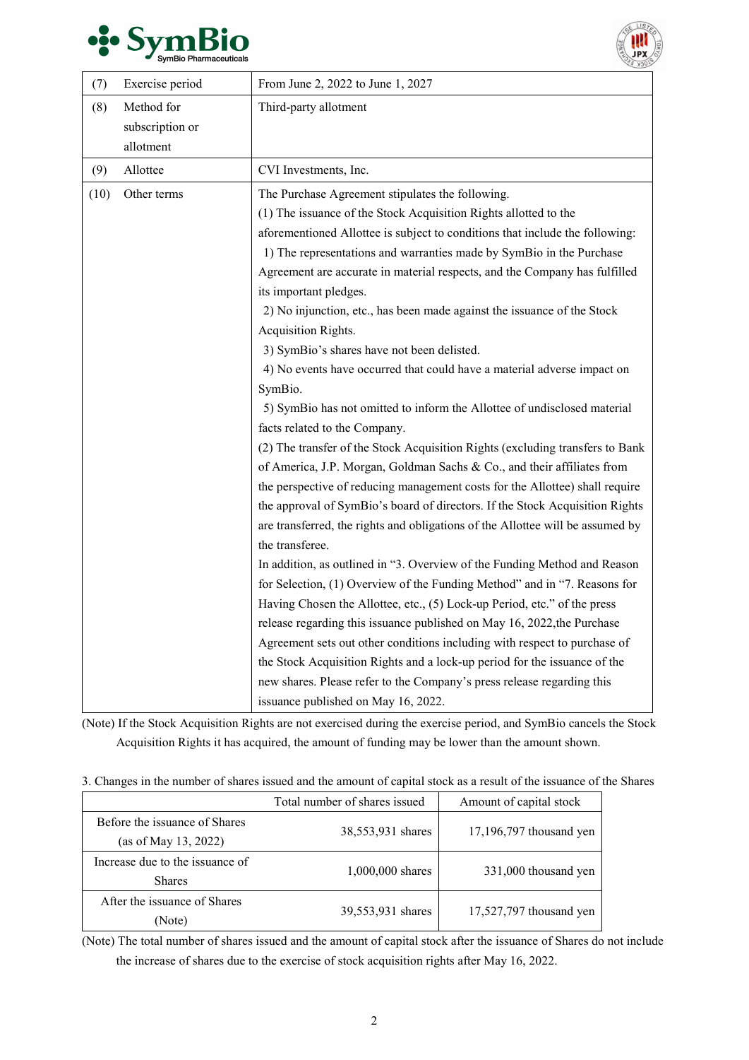| | | |
|---|---|---|
| (7) | Exercise period | From June 2, 2022 to June 1, 2027 |
| (8) | Method for subscription or allotment | Third-party allotment |
| (9) | Allottee | CVI Investments, Inc. |
| (10) | Other terms | The Purchase Agreement stipulates the following.<br>(1) The issuance of the Stock Acquisition Rights allotted to the aforementioned Allottee is subject to conditions that include the following:<br>1) The representations and warranties made by SymBio in the Purchase Agreement are accurate in material respects, and the Company has fulfilled its important pledges.<br>2) No injunction, etc., has been made against the issuance of the Stock Acquisition Rights.<br>3) SymBio's shares have not been delisted.<br>4) No events have occurred that could have a material adverse impact on SymBio.<br>5) SymBio has not omitted to inform the Allottee of undisclosed material facts related to the Company.<br>(2) The transfer of the Stock Acquisition Rights (excluding transfers to Bank of America, J.P. Morgan, Goldman Sachs & Co., and their affiliates from the perspective of reducing management costs for the Allottee) shall require the approval of SymBio's board of directors. If the Stock Acquisition Rights are transferred, the rights and obligations of the Allottee will be assumed by the transferee.<br>In addition, as outlined in "3. Overview of the Funding Method and Reason for Selection, (1) Overview of the Funding Method" and in "7. Reasons for Having Chosen the Allottee, etc., (5) Lock-up Period, etc." of the press release regarding this issuance published on May 16, 2022,the Purchase Agreement sets out other conditions including with respect to purchase of the Stock Acquisition Rights and a lock-up period for the issuance of the new shares. Please refer to the Company's press release regarding this issuance published on May 16, 2022. |

(Note) If the Stock Acquisition Rights are not exercised during the exercise period, and SymBio cancels the Stock Acquisition Rights it has acquired, the amount of funding may be lower than the amount shown.

3. Changes in the number of shares issued and the amount of capital stock as a result of the issuance of the Shares

| | Total number of shares issued | Amount of capital stock |
|---|---|---|
| Before the issuance of Shares (as of May 13, 2022) | 38,553,931 shares | 17,196,797 thousand yen |
| Increase due to the issuance of Shares | 1,000,000 shares | 331,000 thousand yen |
| After the issuance of Shares (Note) | 39,553,931 shares | 17,527,797 thousand yen |

(Note) The total number of shares issued and the amount of capital stock after the issuance of Shares do not include the increase of shares due to the exercise of stock acquisition rights after May 16, 2022.